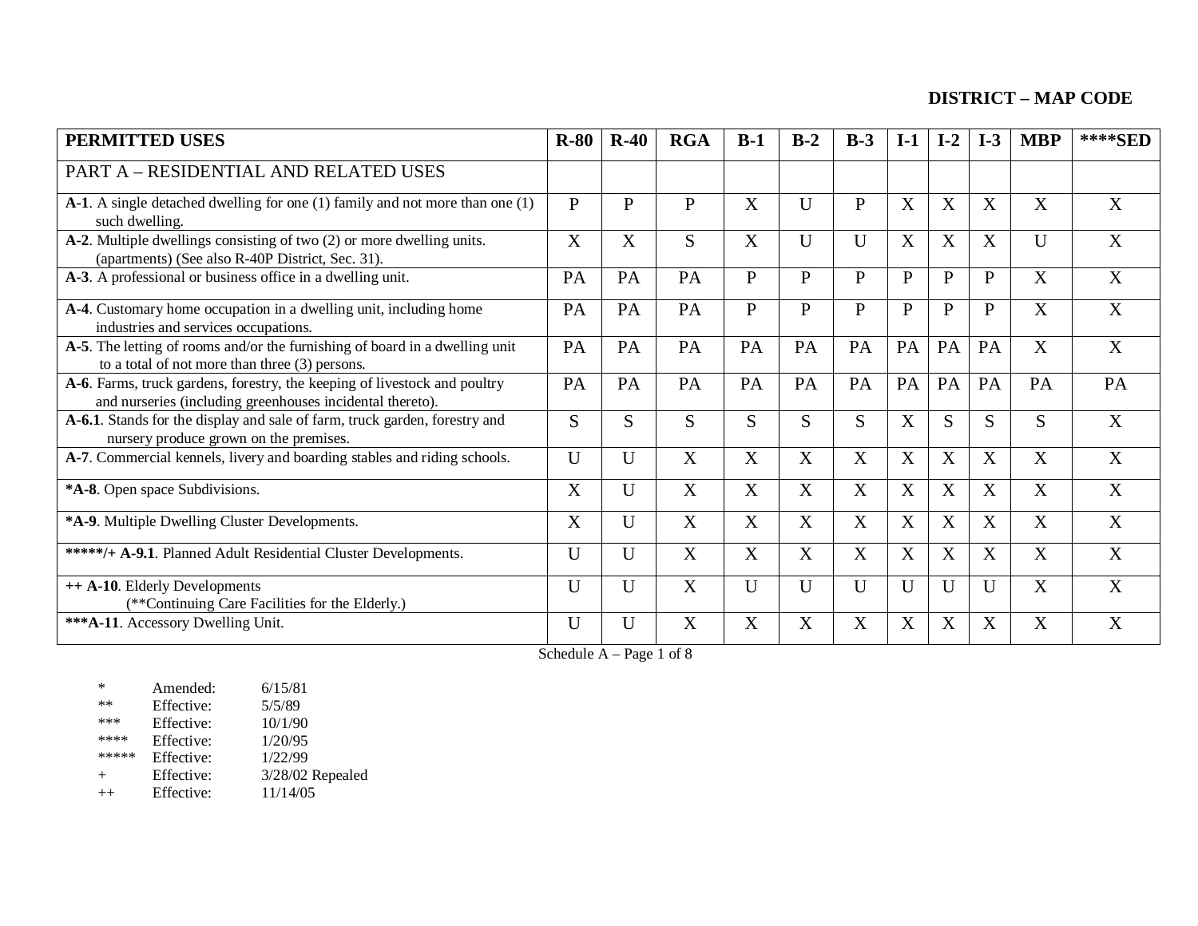**DISTRICT – MAP CODE**

| PERMITTED USES | R-80 | R-40 | RGA | B-1 | B-2 | B-3 | I-1 | I-2 | I-3 | MBP | ****SED |
|---|---|---|---|---|---|---|---|---|---|---|---|
| PART A – RESIDENTIAL AND RELATED USES | | | | | | | | | | | |
| **A-1**. A single detached dwelling for one (1) family and not more than one (1) such dwelling. | P | P | P | X | U | P | X | X | X | X | X |
| **A-2**. Multiple dwellings consisting of two (2) or more dwelling units. (apartments) (See also R-40P District, Sec. 31). | X | X | S | X | U | U | X | X | X | U | X |
| **A-3**. A professional or business office in a dwelling unit. | PA | PA | PA | P | P | P | P | P | P | X | X |
| **A-4**. Customary home occupation in a dwelling unit, including home industries and services occupations. | PA | PA | PA | P | P | P | P | P | P | X | X |
| **A-5**. The letting of rooms and/or the furnishing of board in a dwelling unit to a total of not more than three (3) persons. | PA | PA | PA | PA | PA | PA | PA | PA | PA | X | X |
| **A-6**. Farms, truck gardens, forestry, the keeping of livestock and poultry and nurseries (including greenhouses incidental thereto). | PA | PA | PA | PA | PA | PA | PA | PA | PA | PA | PA |
| **A-6.1**. Stands for the display and sale of farm, truck garden, forestry and nursery produce grown on the premises. | S | S | S | S | S | S | X | S | S | S | X |
| **A-7**. Commercial kennels, livery and boarding stables and riding schools. | U | U | X | X | X | X | X | X | X | X | X |
| ***A-8**. Open space Subdivisions. | X | U | X | X | X | X | X | X | X | X | X |
| ***A-9**. Multiple Dwelling Cluster Developments. | X | U | X | X | X | X | X | X | X | X | X |
| ******/+ A-9.1**. Planned Adult Residential Cluster Developments. | U | U | X | X | X | X | X | X | X | X | X |
| **++ A-10**. Elderly Developments (**Continuing Care Facilities for the Elderly.) | U | U | X | U | U | U | U | U | U | X | X |
| ****A-11**. Accessory Dwelling Unit. | U | U | X | X | X | X | X | X | X | X | X |

Schedule A – Page 1 of 8

| | | |
|---|---|---|
| * | Amended: | 6/15/81 |
| ** | Effective: | 5/5/89 |
| *** | Effective: | 10/1/90 |
| **** | Effective: | 1/20/95 |
| ***** | Effective: | 1/22/99 |
| + | Effective: | 3/28/02 Repealed |
| ++ | Effective: | 11/14/05 |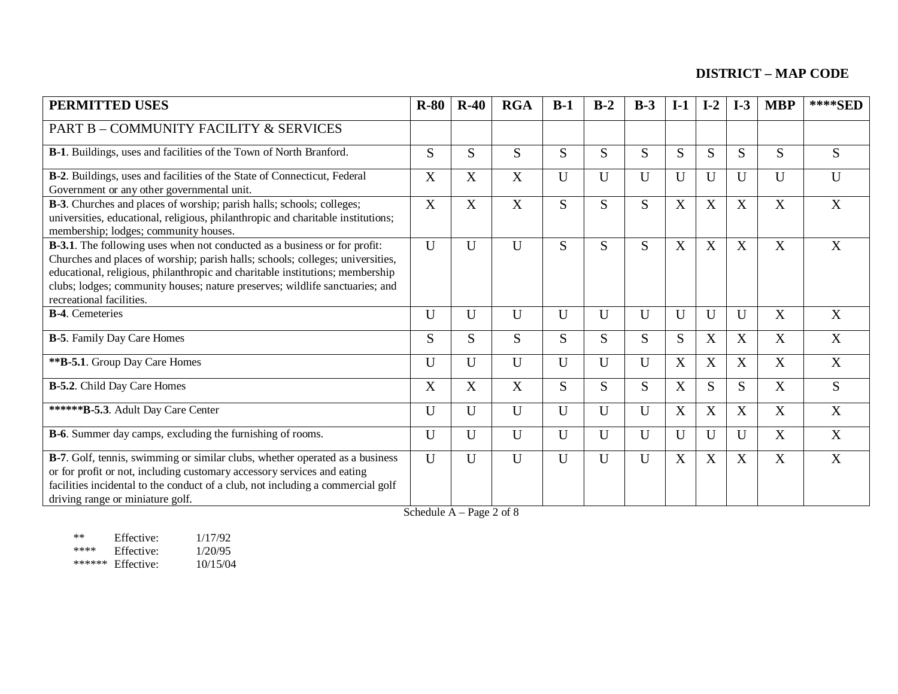**DISTRICT – MAP CODE**

| PERMITTED USES | R-80 | R-40 | RGA | B-1 | B-2 | B-3 | I-1 | I-2 | I-3 | MBP | ****SED |
|---|---|---|---|---|---|---|---|---|---|---|---|
| PART B – COMMUNITY FACILITY & SERVICES | | | | | | | | | | | |
| **B-1**. Buildings, uses and facilities of the Town of North Branford. | S | S | S | S | S | S | S | S | S | S | S |
| **B-2**. Buildings, uses and facilities of the State of Connecticut, Federal Government or any other governmental unit. | X | X | X | U | U | U | U | U | U | U | U |
| **B-3**. Churches and places of worship; parish halls; schools; colleges; universities, educational, religious, philanthropic and charitable institutions; membership; lodges; community houses. | X | X | X | S | S | S | X | X | X | X | X |
| **B-3.1**. The following uses when not conducted as a business or for profit: Churches and places of worship; parish halls; schools; colleges; universities, educational, religious, philanthropic and charitable institutions; membership clubs; lodges; community houses; nature preserves; wildlife sanctuaries; and recreational facilities. | U | U | U | S | S | S | X | X | X | X | X |
| **B-4**. Cemeteries | U | U | U | U | U | U | U | U | U | X | X |
| **B-5**. Family Day Care Homes | S | S | S | S | S | S | S | X | X | X | X |
| ****B-5.1**. Group Day Care Homes | U | U | U | U | U | U | X | X | X | X | X |
| **B-5.2**. Child Day Care Homes | X | X | X | S | S | S | X | S | S | X | S |
| ******B-5.3**. Adult Day Care Center | U | U | U | U | U | U | X | X | X | X | X |
| **B-6**. Summer day camps, excluding the furnishing of rooms. | U | U | U | U | U | U | U | U | U | X | X |
| **B-7**. Golf, tennis, swimming or similar clubs, whether operated as a business or for profit or not, including customary accessory services and eating facilities incidental to the conduct of a club, not including a commercial golf driving range or miniature golf. | U | U | U | U | U | U | X | X | X | X | X |

Schedule A – Page 2 of 8

| | | |
|---|---|---|
| ** | Effective: | 1/17/92 |
| **** | Effective: | 1/20/95 |
| ****** | Effective: | 10/15/04 |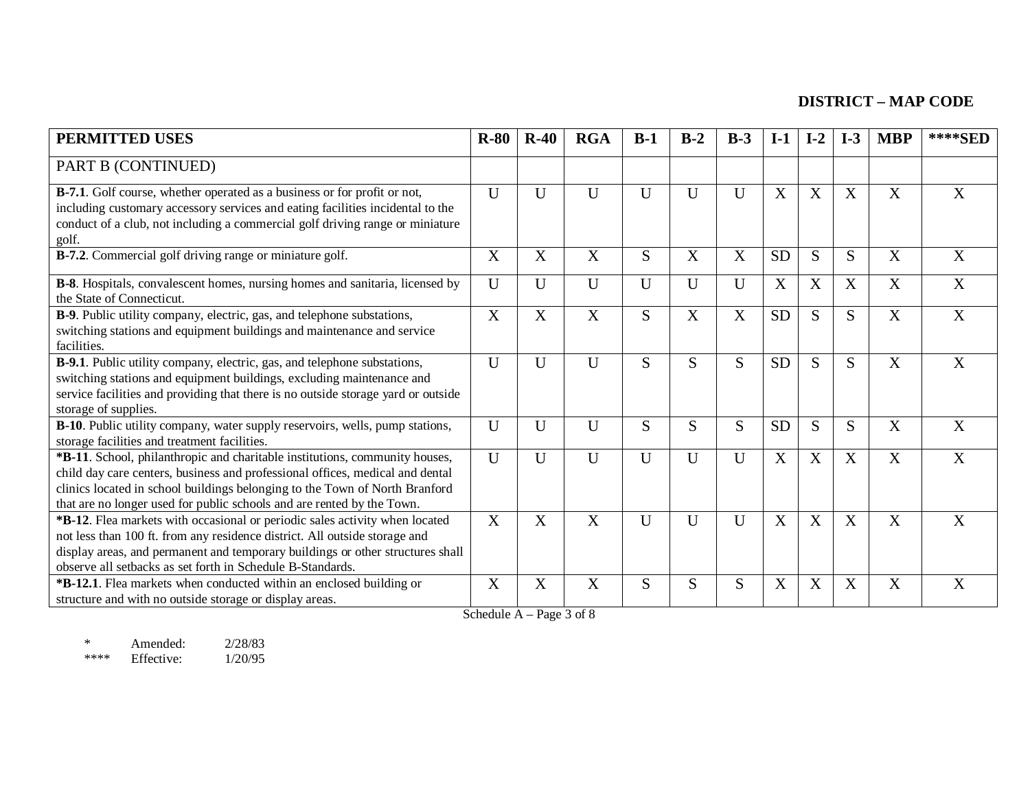**DISTRICT – MAP CODE**

| PERMITTED USES | R-80 | R-40 | RGA | B-1 | B-2 | B-3 | I-1 | I-2 | I-3 | MBP | ****SED |
|---|---|---|---|---|---|---|---|---|---|---|---|
| PART B (CONTINUED) | | | | | | | | | | | |
| **B-7.1**. Golf course, whether operated as a business or for profit or not, including customary accessory services and eating facilities incidental to the conduct of a club, not including a commercial golf driving range or miniature golf. | U | U | U | U | U | U | X | X | X | X | X |
| **B-7.2**. Commercial golf driving range or miniature golf. | X | X | X | S | X | X | SD | S | S | X | X |
| **B-8**. Hospitals, convalescent homes, nursing homes and sanitaria, licensed by the State of Connecticut. | U | U | U | U | U | U | X | X | X | X | X |
| **B-9**. Public utility company, electric, gas, and telephone substations, switching stations and equipment buildings and maintenance and service facilities. | X | X | X | S | X | X | SD | S | S | X | X |
| **B-9.1**. Public utility company, electric, gas, and telephone substations, switching stations and equipment buildings, excluding maintenance and service facilities and providing that there is no outside storage yard or outside storage of supplies. | U | U | U | S | S | S | SD | S | S | X | X |
| **B-10**. Public utility company, water supply reservoirs, wells, pump stations, storage facilities and treatment facilities. | U | U | U | S | S | S | SD | S | S | X | X |
| ***B-11**. School, philanthropic and charitable institutions, community houses, child day care centers, business and professional offices, medical and dental clinics located in school buildings belonging to the Town of North Branford that are no longer used for public schools and are rented by the Town. | U | U | U | U | U | U | X | X | X | X | X |
| ***B-12**. Flea markets with occasional or periodic sales activity when located not less than 100 ft. from any residence district. All outside storage and display areas, and permanent and temporary buildings or other structures shall observe all setbacks as set forth in Schedule B-Standards. | X | X | X | U | U | U | X | X | X | X | X |
| ***B-12.1**. Flea markets when conducted within an enclosed building or structure and with no outside storage or display areas. | X | X | X | S | S | S | X | X | X | X | X |

| | | |
|---|---|---|
| * | Amended: | 2/28/83 |
| **** | Effective: | 1/20/95 |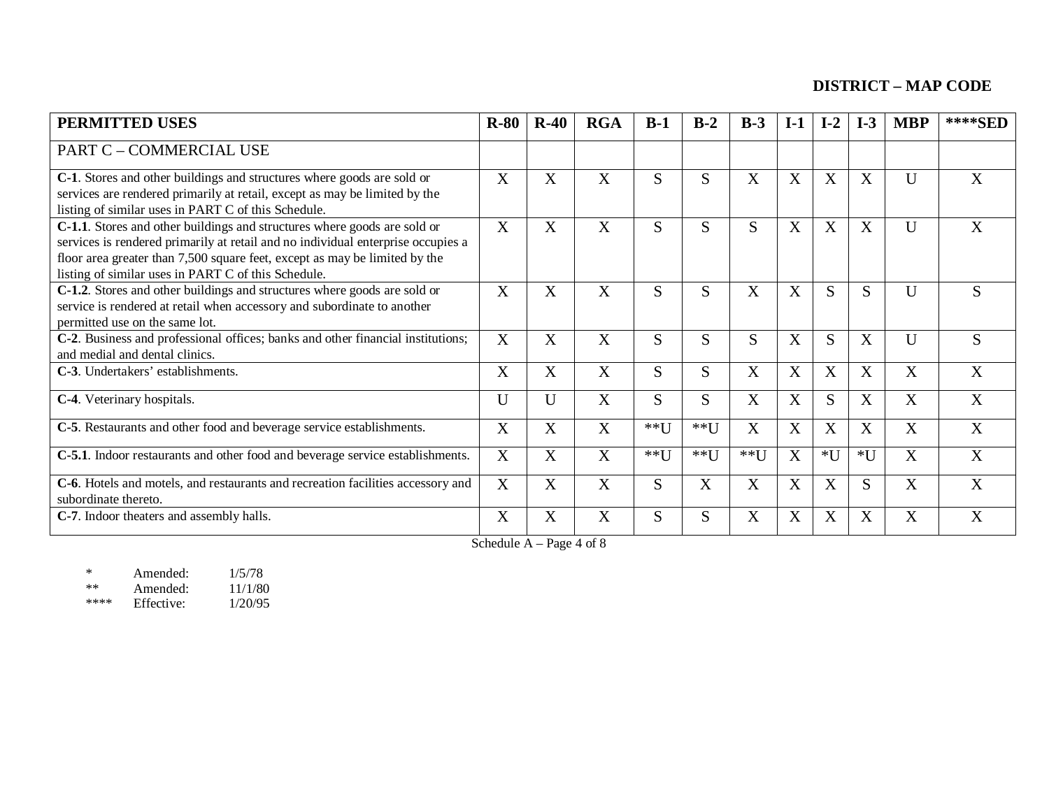**DISTRICT – MAP CODE**

| PERMITTED USES | R-80 | R-40 | RGA | B-1 | B-2 | B-3 | I-1 | I-2 | I-3 | MBP | ****SED |
|---|---|---|---|---|---|---|---|---|---|---|---|
| PART C – COMMERCIAL USE | | | | | | | | | | | |
| **C-1**. Stores and other buildings and structures where goods are sold or services are rendered primarily at retail, except as may be limited by the listing of similar uses in PART C of this Schedule. | X | X | X | S | S | X | X | X | X | U | X |
| **C-1.1**. Stores and other buildings and structures where goods are sold or services is rendered primarily at retail and no individual enterprise occupies a floor area greater than 7,500 square feet, except as may be limited by the listing of similar uses in PART C of this Schedule. | X | X | X | S | S | S | X | X | X | U | X |
| **C-1.2**. Stores and other buildings and structures where goods are sold or service is rendered at retail when accessory and subordinate to another permitted use on the same lot. | X | X | X | S | S | X | X | S | S | U | S |
| **C-2**. Business and professional offices; banks and other financial institutions; and medial and dental clinics. | X | X | X | S | S | S | X | S | X | U | S |
| **C-3**. Undertakers' establishments. | X | X | X | S | S | X | X | X | X | X | X |
| **C-4**. Veterinary hospitals. | U | U | X | S | S | X | X | S | X | X | X |
| **C-5**. Restaurants and other food and beverage service establishments. | X | X | X | **U | **U | X | X | X | X | X | X |
| **C-5.1**. Indoor restaurants and other food and beverage service establishments. | X | X | X | **U | **U | **U | X | *U | *U | X | X |
| **C-6**. Hotels and motels, and restaurants and recreation facilities accessory and subordinate thereto. | X | X | X | S | X | X | X | X | S | X | X |
| **C-7**. Indoor theaters and assembly halls. | X | X | X | S | S | X | X | X | X | X | X |

| | | |
|---|---|---|
| * | Amended: | 1/5/78 |
| ** | Amended: | 11/1/80 |
| **** | Effective: | 1/20/95 |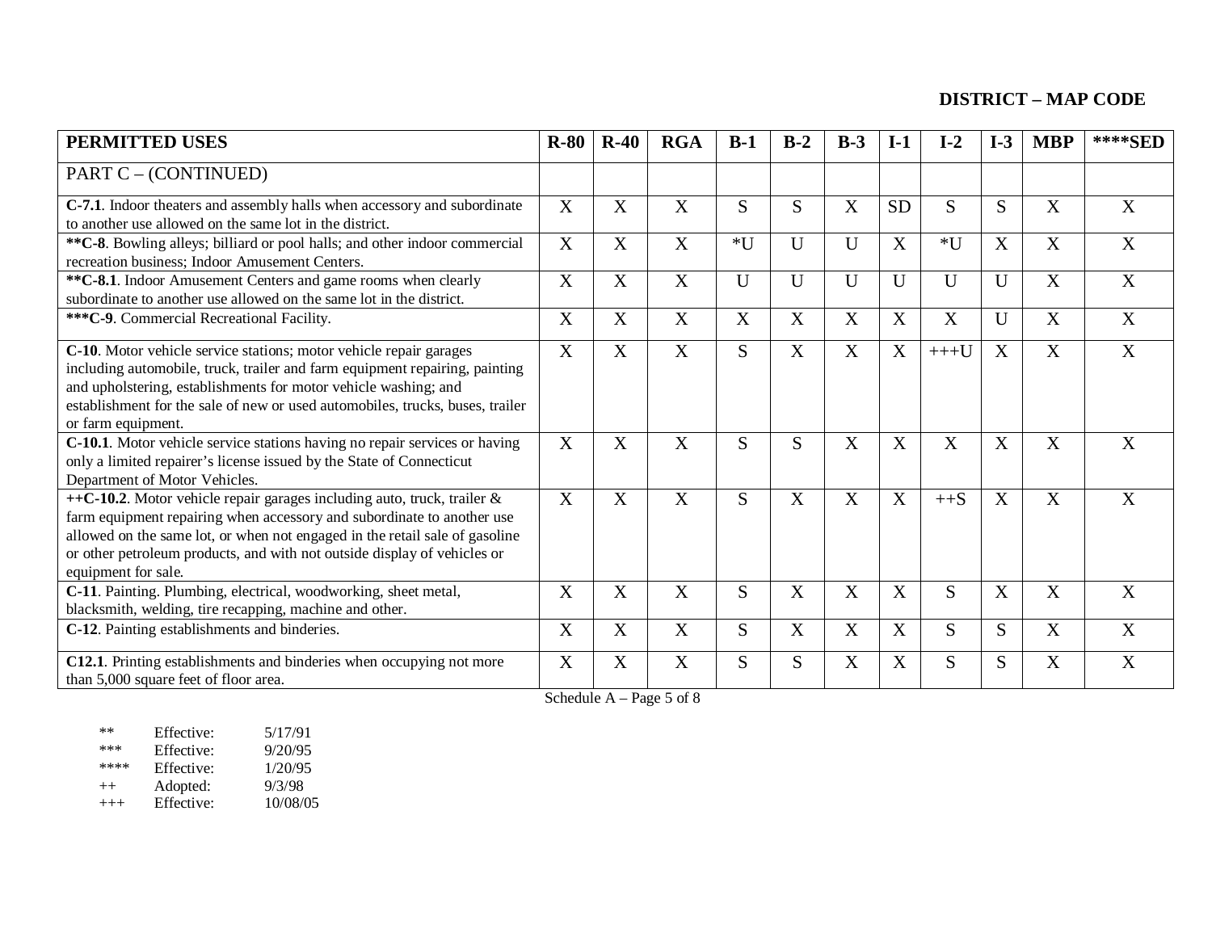**DISTRICT – MAP CODE**

| PERMITTED USES | R-80 | R-40 | RGA | B-1 | B-2 | B-3 | I-1 | I-2 | I-3 | MBP | ****SED |
|---|---|---|---|---|---|---|---|---|---|---|---|
| PART C – (CONTINUED) | | | | | | | | | | | |
| **C-7.1**. Indoor theaters and assembly halls when accessory and subordinate to another use allowed on the same lot in the district. | X | X | X | S | S | X | SD | S | S | X | X |
| ****C-8**. Bowling alleys; billiard or pool halls; and other indoor commercial recreation business; Indoor Amusement Centers. | X | X | X | *U | U | U | X | *U | X | X | X |
| ****C-8.1**. Indoor Amusement Centers and game rooms when clearly subordinate to another use allowed on the same lot in the district. | X | X | X | U | U | U | U | U | U | X | X |
| *****C-9**. Commercial Recreational Facility. | X | X | X | X | X | X | X | X | U | X | X |
| **C-10**. Motor vehicle service stations; motor vehicle repair garages including automobile, truck, trailer and farm equipment repairing, painting and upholstering, establishments for motor vehicle washing; and establishment for the sale of new or used automobiles, trucks, buses, trailer or farm equipment. | X | X | X | S | X | X | X | +++U | X | X | X |
| **C-10.1**. Motor vehicle service stations having no repair services or having only a limited repairer's license issued by the State of Connecticut Department of Motor Vehicles. | X | X | X | S | S | X | X | X | X | X | X |
| **++C-10.2**. Motor vehicle repair garages including auto, truck, trailer & farm equipment repairing when accessory and subordinate to another use allowed on the same lot, or when not engaged in the retail sale of gasoline or other petroleum products, and with not outside display of vehicles or equipment for sale. | X | X | X | S | X | X | X | ++S | X | X | X |
| **C-11**. Painting. Plumbing, electrical, woodworking, sheet metal, blacksmith, welding, tire recapping, machine and other. | X | X | X | S | X | X | X | S | X | X | X |
| **C-12**. Painting establishments and binderies. | X | X | X | S | X | X | X | S | S | X | X |
| **C12.1**. Printing establishments and binderies when occupying not more than 5,000 square feet of floor area. | X | X | X | S | S | X | X | S | S | X | X |

Schedule A – Page 5 of 8

| | | |
|---|---|---|
| ** | Effective: | 5/17/91 |
| *** | Effective: | 9/20/95 |
| **** | Effective: | 1/20/95 |
| ++ | Adopted: | 9/3/98 |
| +++ | Effective: | 10/08/05 |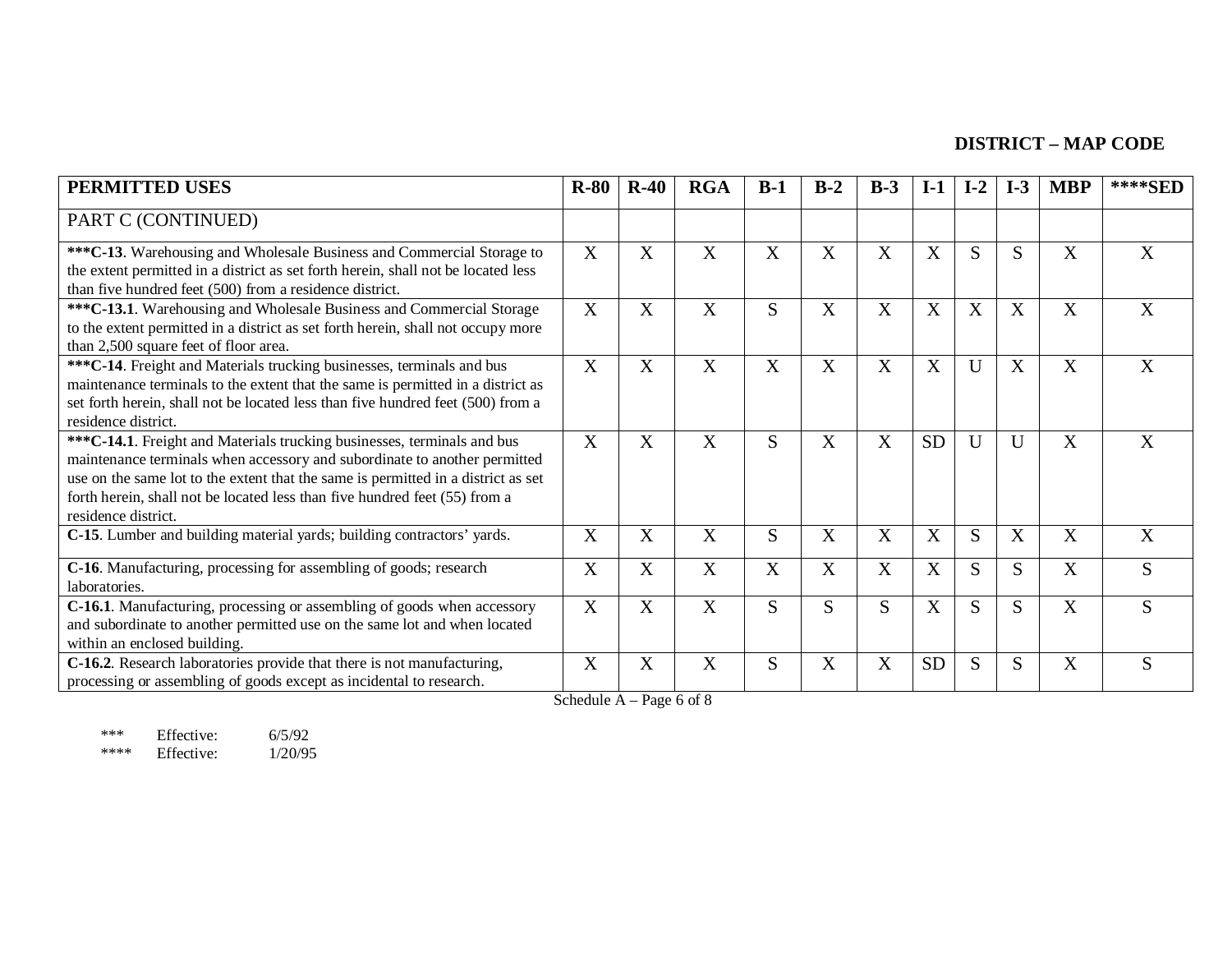**DISTRICT – MAP CODE**

| PERMITTED USES | R-80 | R-40 | RGA | B-1 | B-2 | B-3 | I-1 | I-2 | I-3 | MBP | ****SED |
|---|---|---|---|---|---|---|---|---|---|---|---|
| PART C (CONTINUED) | | | | | | | | | | | |
| **\*\*\*C-13**. Warehousing and Wholesale Business and Commercial Storage to the extent permitted in a district as set forth herein, shall not be located less than five hundred feet (500) from a residence district. | X | X | X | X | X | X | X | S | S | X | X |
| **\*\*\*C-13.1**. Warehousing and Wholesale Business and Commercial Storage to the extent permitted in a district as set forth herein, shall not occupy more than 2,500 square feet of floor area. | X | X | X | S | X | X | X | X | X | X | X |
| **\*\*\*C-14**. Freight and Materials trucking businesses, terminals and bus maintenance terminals to the extent that the same is permitted in a district as set forth herein, shall not be located less than five hundred feet (500) from a residence district. | X | X | X | X | X | X | X | U | X | X | X |
| **\*\*\*C-14.1**. Freight and Materials trucking businesses, terminals and bus maintenance terminals when accessory and subordinate to another permitted use on the same lot to the extent that the same is permitted in a district as set forth herein, shall not be located less than five hundred feet (55) from a residence district. | X | X | X | S | X | X | SD | U | U | X | X |
| **C-15**. Lumber and building material yards; building contractors' yards. | X | X | X | S | X | X | X | S | X | X | X |
| **C-16**. Manufacturing, processing for assembling of goods; research laboratories. | X | X | X | X | X | X | X | S | S | X | S |
| **C-16.1**. Manufacturing, processing or assembling of goods when accessory and subordinate to another permitted use on the same lot and when located within an enclosed building. | X | X | X | S | S | S | X | S | S | X | S |
| **C-16.2**. Research laboratories provide that there is not manufacturing, processing or assembling of goods except as incidental to research. | X | X | X | S | X | X | SD | S | S | X | S |

Schedule A – Page 6 of 8

\*\*\* Effective: 6/5/92
\*\*\*\* Effective: 1/20/95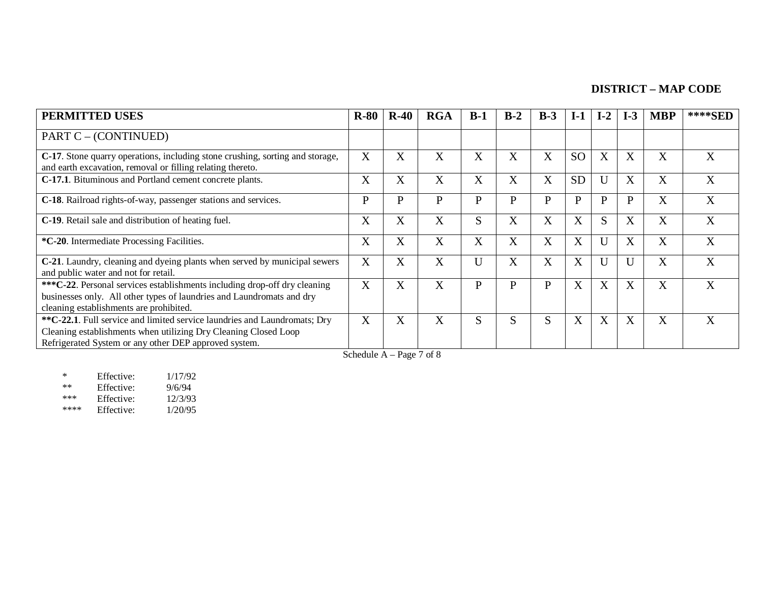**DISTRICT – MAP CODE**

| PERMITTED USES | R-80 | R-40 | RGA | B-1 | B-2 | B-3 | I-1 | I-2 | I-3 | MBP | ****SED |
|---|---|---|---|---|---|---|---|---|---|---|---|
| PART C – (CONTINUED) | | | | | | | | | | | |
| **C-17**. Stone quarry operations, including stone crushing, sorting and storage, and earth excavation, removal or filling relating thereto. | X | X | X | X | X | X | SO | X | X | X | X |
| **C-17.1**. Bituminous and Portland cement concrete plants. | X | X | X | X | X | X | SD | U | X | X | X |
| **C-18**. Railroad rights-of-way, passenger stations and services. | P | P | P | P | P | P | P | P | P | X | X |
| **C-19**. Retail sale and distribution of heating fuel. | X | X | X | S | X | X | X | S | X | X | X |
| ***C-20**. Intermediate Processing Facilities. | X | X | X | X | X | X | X | U | X | X | X |
| **C-21**. Laundry, cleaning and dyeing plants when served by municipal sewers and public water and not for retail. | X | X | X | U | X | X | X | U | U | X | X |
| *****C-22**. Personal services establishments including drop-off dry cleaning businesses only. All other types of laundries and Laundromats and dry cleaning establishments are prohibited. | X | X | X | P | P | P | X | X | X | X | X |
| ****C-22.1**. Full service and limited service laundries and Laundromats; Dry Cleaning establishments when utilizing Dry Cleaning Closed Loop Refrigerated System or any other DEP approved system. | X | X | X | S | S | S | X | X | X | X | X |

Schedule A – Page 7 of 8

| | | |
|---|---|---|
| * | Effective: | 1/17/92 |
| ** | Effective: | 9/6/94 |
| *** | Effective: | 12/3/93 |
| **** | Effective: | 1/20/95 |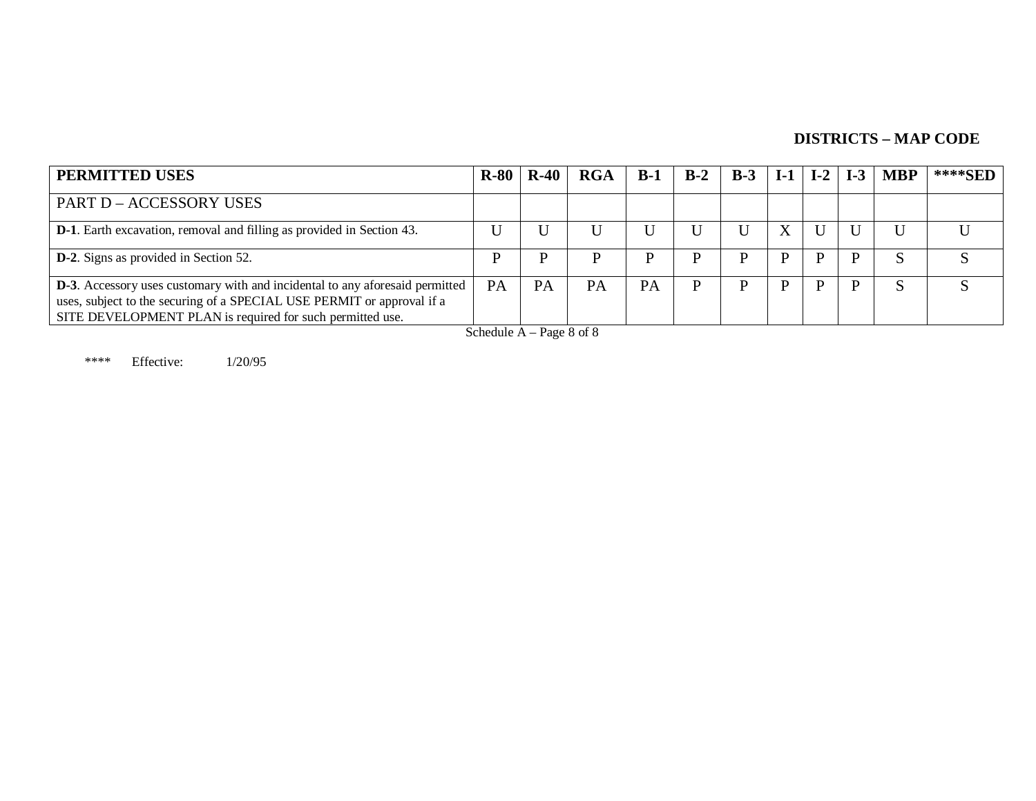**DISTRICTS – MAP CODE**

| PERMITTED USES | R-80 | R-40 | RGA | B-1 | B-2 | B-3 | I-1 | I-2 | I-3 | MBP | ****SED |
|---|---|---|---|---|---|---|---|---|---|---|---|
| PART D – ACCESSORY USES | | | | | | | | | | | |
| **D-1**. Earth excavation, removal and filling as provided in Section 43. | U | U | U | U | U | U | X | U | U | U | U |
| **D-2**. Signs as provided in Section 52. | P | P | P | P | P | P | P | P | P | S | S |
| **D-3**. Accessory uses customary with and incidental to any aforesaid permitted uses, subject to the securing of a SPECIAL USE PERMIT or approval if a SITE DEVELOPMENT PLAN is required for such permitted use. | PA | PA | PA | PA | P | P | P | P | P | S | S |

**** Effective: 1/20/95